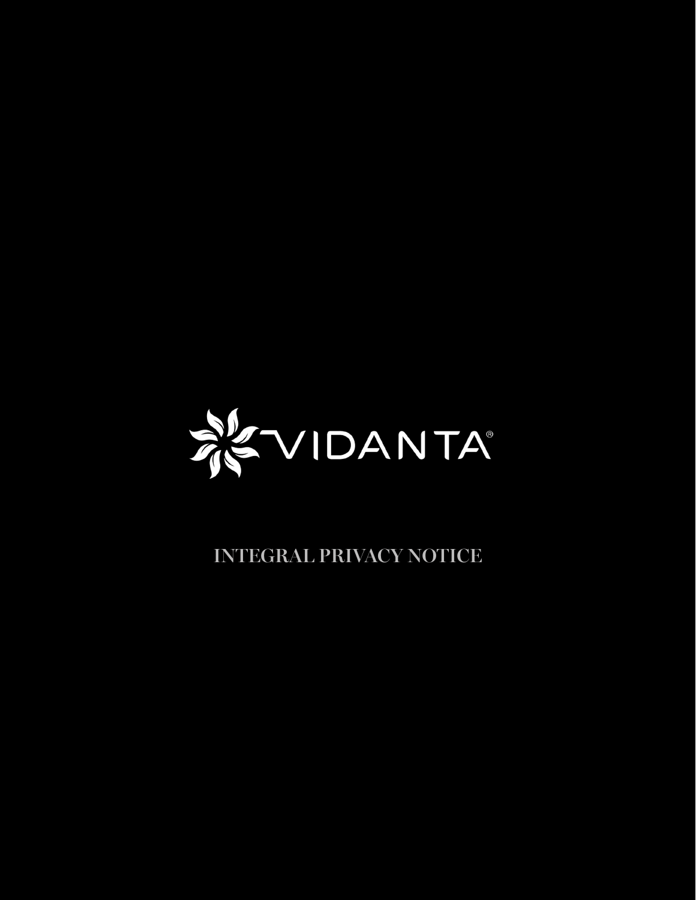VIDANTA®

# INTEGRAL PRIVACY NOTICE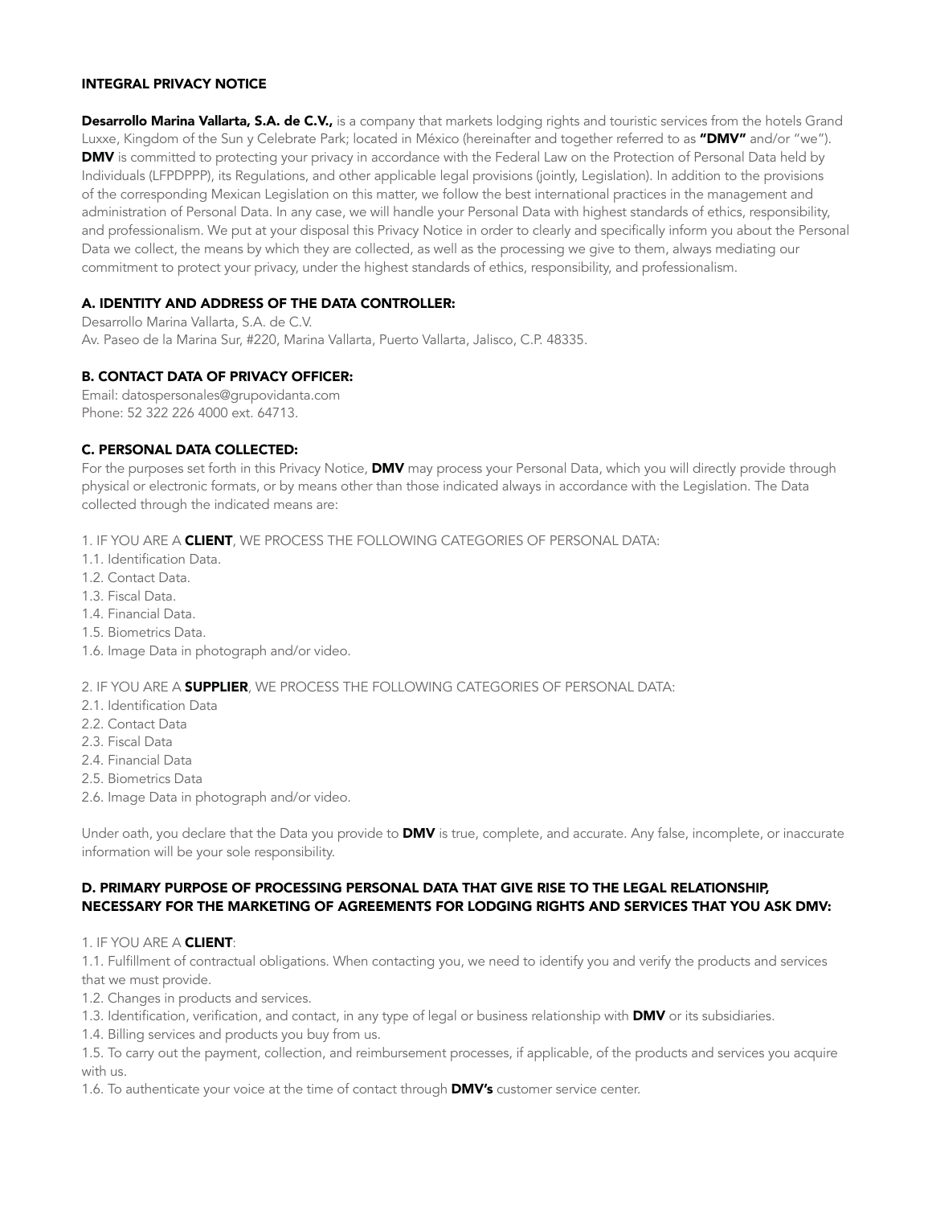## INTEGRAL PRIVACY NOTICE

**Desarrollo Marina Vallarta, S.A. de C.V.,** is a company that markets lodging rights and touristic services from the hotels Grand Luxxe, Kingdom of the Sun y Celebrate Park; located in México (hereinafter and together referred to as **"DMV"** and/or "we"). **DMV** is committed to protecting your privacy in accordance with the Federal Law on the Protection of Personal Data held by Individuals (LFPDPPP), its Regulations, and other applicable legal provisions (jointly, Legislation). In addition to the provisions of the corresponding Mexican Legislation on this matter, we follow the best international practices in the management and administration of Personal Data. In any case, we will handle your Personal Data with highest standards of ethics, responsibility, and professionalism. We put at your disposal this Privacy Notice in order to clearly and specifically inform you about the Personal Data we collect, the means by which they are collected, as well as the processing we give to them, always mediating our commitment to protect your privacy, under the highest standards of ethics, responsibility, and professionalism.

### A. IDENTITY AND ADDRESS OF THE DATA CONTROLLER:

Desarrollo Marina Vallarta, S.A. de C.V.
Av. Paseo de la Marina Sur, #220, Marina Vallarta, Puerto Vallarta, Jalisco, C.P. 48335.

### B. CONTACT DATA OF PRIVACY OFFICER:

Email: datospersonales@grupovidanta.com
Phone: 52 322 226 4000 ext. 64713.

### C. PERSONAL DATA COLLECTED:

For the purposes set forth in this Privacy Notice, **DMV** may process your Personal Data, which you will directly provide through physical or electronic formats, or by means other than those indicated always in accordance with the Legislation. The Data collected through the indicated means are:

1. IF YOU ARE A **CLIENT**, WE PROCESS THE FOLLOWING CATEGORIES OF PERSONAL DATA:
1.1. Identification Data.
1.2. Contact Data.
1.3. Fiscal Data.
1.4. Financial Data.
1.5. Biometrics Data.
1.6. Image Data in photograph and/or video.

2. IF YOU ARE A **SUPPLIER**, WE PROCESS THE FOLLOWING CATEGORIES OF PERSONAL DATA:
2.1. Identification Data
2.2. Contact Data
2.3. Fiscal Data
2.4. Financial Data
2.5. Biometrics Data
2.6. Image Data in photograph and/or video.

Under oath, you declare that the Data you provide to **DMV** is true, complete, and accurate. Any false, incomplete, or inaccurate information will be your sole responsibility.

### D. PRIMARY PURPOSE OF PROCESSING PERSONAL DATA THAT GIVE RISE TO THE LEGAL RELATIONSHIP, NECESSARY FOR THE MARKETING OF AGREEMENTS FOR LODGING RIGHTS AND SERVICES THAT YOU ASK DMV:

1. IF YOU ARE A **CLIENT**:
1.1. Fulfillment of contractual obligations. When contacting you, we need to identify you and verify the products and services that we must provide.
1.2. Changes in products and services.
1.3. Identification, verification, and contact, in any type of legal or business relationship with **DMV** or its subsidiaries.
1.4. Billing services and products you buy from us.
1.5. To carry out the payment, collection, and reimbursement processes, if applicable, of the products and services you acquire with us.
1.6. To authenticate your voice at the time of contact through **DMV's** customer service center.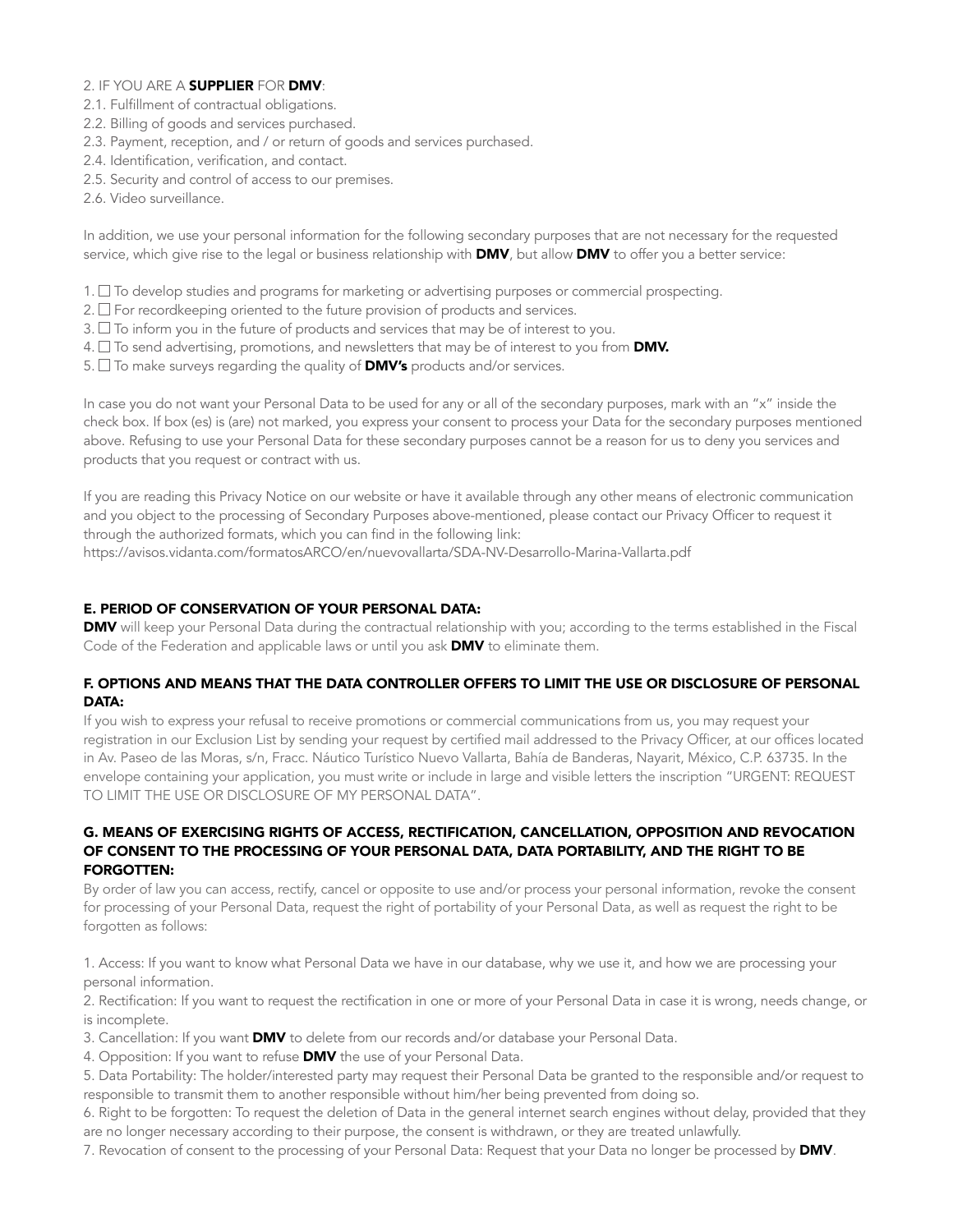2. IF YOU ARE A **SUPPLIER** FOR **DMV**:

2.1. Fulfillment of contractual obligations.
2.2. Billing of goods and services purchased.
2.3. Payment, reception, and / or return of goods and services purchased.
2.4. Identification, verification, and contact.
2.5. Security and control of access to our premises.
2.6. Video surveillance.

In addition, we use your personal information for the following secondary purposes that are not necessary for the requested service, which give rise to the legal or business relationship with **DMV**, but allow **DMV** to offer you a better service:

1. ☐ To develop studies and programs for marketing or advertising purposes or commercial prospecting.
2. ☐ For recordkeeping oriented to the future provision of products and services.
3. ☐ To inform you in the future of products and services that may be of interest to you.
4. ☐ To send advertising, promotions, and newsletters that may be of interest to you from **DMV.**
5. ☐ To make surveys regarding the quality of **DMV's** products and/or services.

In case you do not want your Personal Data to be used for any or all of the secondary purposes, mark with an "x" inside the check box. If box (es) is (are) not marked, you express your consent to process your Data for the secondary purposes mentioned above. Refusing to use your Personal Data for these secondary purposes cannot be a reason for us to deny you services and products that you request or contract with us.

If you are reading this Privacy Notice on our website or have it available through any other means of electronic communication and you object to the processing of Secondary Purposes above-mentioned, please contact our Privacy Officer to request it through the authorized formats, which you can find in the following link:
https://avisos.vidanta.com/formatosARCO/en/nuevovallarta/SDA-NV-Desarrollo-Marina-Vallarta.pdf

## E. PERIOD OF CONSERVATION OF YOUR PERSONAL DATA:

**DMV** will keep your Personal Data during the contractual relationship with you; according to the terms established in the Fiscal Code of the Federation and applicable laws or until you ask **DMV** to eliminate them.

## F. OPTIONS AND MEANS THAT THE DATA CONTROLLER OFFERS TO LIMIT THE USE OR DISCLOSURE OF PERSONAL DATA:

If you wish to express your refusal to receive promotions or commercial communications from us, you may request your registration in our Exclusion List by sending your request by certified mail addressed to the Privacy Officer, at our offices located in Av. Paseo de las Moras, s/n, Fracc. Náutico Turístico Nuevo Vallarta, Bahía de Banderas, Nayarit, México, C.P. 63735. In the envelope containing your application, you must write or include in large and visible letters the inscription "URGENT: REQUEST TO LIMIT THE USE OR DISCLOSURE OF MY PERSONAL DATA".

## G. MEANS OF EXERCISING RIGHTS OF ACCESS, RECTIFICATION, CANCELLATION, OPPOSITION AND REVOCATION OF CONSENT TO THE PROCESSING OF YOUR PERSONAL DATA, DATA PORTABILITY, AND THE RIGHT TO BE FORGOTTEN:

By order of law you can access, rectify, cancel or opposite to use and/or process your personal information, revoke the consent for processing of your Personal Data, request the right of portability of your Personal Data, as well as request the right to be forgotten as follows:

1. Access: If you want to know what Personal Data we have in our database, why we use it, and how we are processing your personal information.
2. Rectification: If you want to request the rectification in one or more of your Personal Data in case it is wrong, needs change, or is incomplete.
3. Cancellation: If you want **DMV** to delete from our records and/or database your Personal Data.
4. Opposition: If you want to refuse **DMV** the use of your Personal Data.
5. Data Portability: The holder/interested party may request their Personal Data be granted to the responsible and/or request to responsible to transmit them to another responsible without him/her being prevented from doing so.
6. Right to be forgotten: To request the deletion of Data in the general internet search engines without delay, provided that they are no longer necessary according to their purpose, the consent is withdrawn, or they are treated unlawfully.
7. Revocation of consent to the processing of your Personal Data: Request that your Data no longer be processed by **DMV**.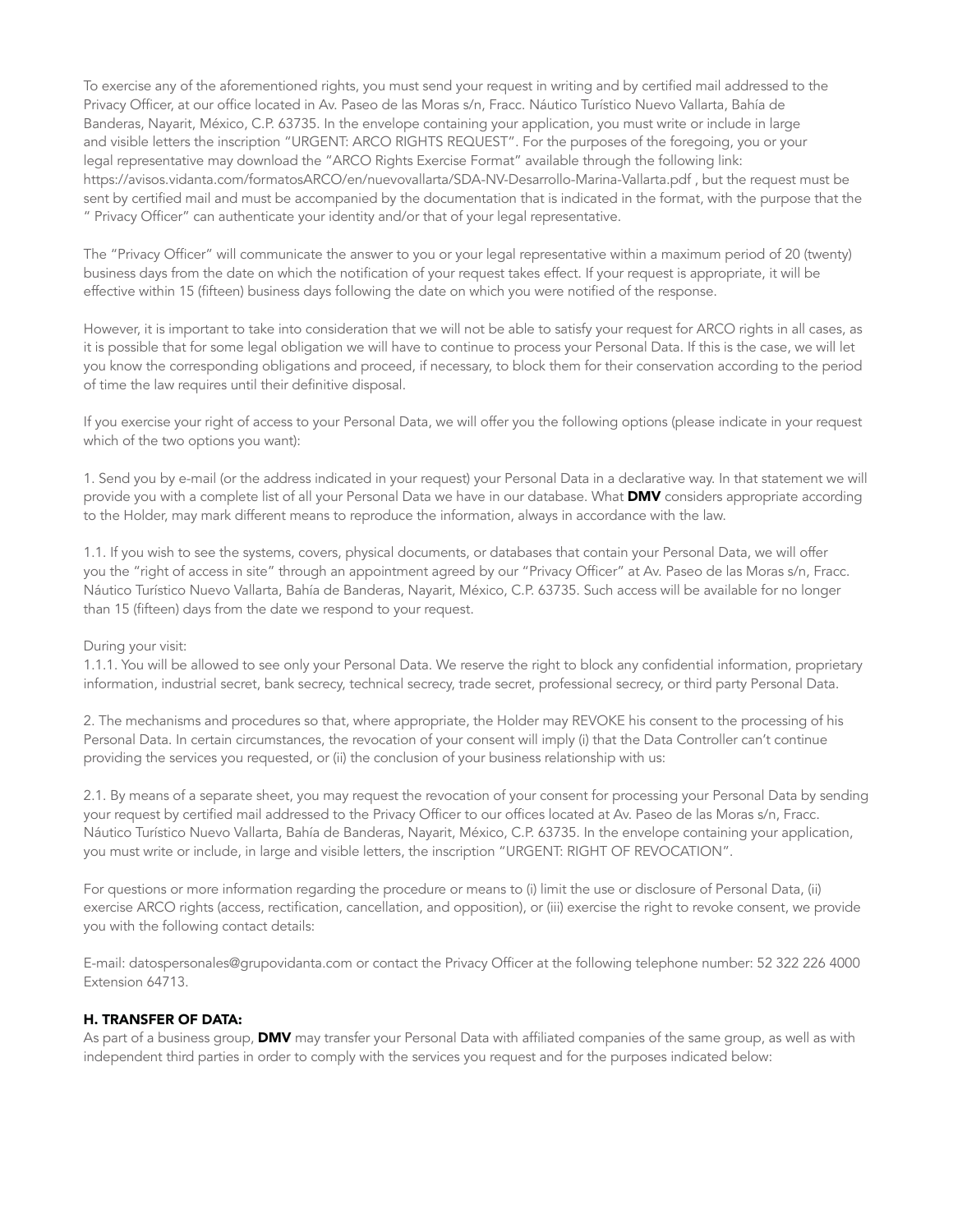To exercise any of the aforementioned rights, you must send your request in writing and by certified mail addressed to the Privacy Officer, at our office located in Av. Paseo de las Moras s/n, Fracc. Náutico Turístico Nuevo Vallarta, Bahía de Banderas, Nayarit, México, C.P. 63735. In the envelope containing your application, you must write or include in large and visible letters the inscription "URGENT: ARCO RIGHTS REQUEST". For the purposes of the foregoing, you or your legal representative may download the "ARCO Rights Exercise Format" available through the following link: https://avisos.vidanta.com/formatosARCO/en/nuevovallarta/SDA-NV-Desarrollo-Marina-Vallarta.pdf , but the request must be sent by certified mail and must be accompanied by the documentation that is indicated in the format, with the purpose that the " Privacy Officer" can authenticate your identity and/or that of your legal representative.

The "Privacy Officer" will communicate the answer to you or your legal representative within a maximum period of 20 (twenty) business days from the date on which the notification of your request takes effect. If your request is appropriate, it will be effective within 15 (fifteen) business days following the date on which you were notified of the response.

However, it is important to take into consideration that we will not be able to satisfy your request for ARCO rights in all cases, as it is possible that for some legal obligation we will have to continue to process your Personal Data. If this is the case, we will let you know the corresponding obligations and proceed, if necessary, to block them for their conservation according to the period of time the law requires until their definitive disposal.

If you exercise your right of access to your Personal Data, we will offer you the following options (please indicate in your request which of the two options you want):

1. Send you by e-mail (or the address indicated in your request) your Personal Data in a declarative way. In that statement we will provide you with a complete list of all your Personal Data we have in our database. What **DMV** considers appropriate according to the Holder, may mark different means to reproduce the information, always in accordance with the law.

1.1. If you wish to see the systems, covers, physical documents, or databases that contain your Personal Data, we will offer you the "right of access in site" through an appointment agreed by our "Privacy Officer" at Av. Paseo de las Moras s/n, Fracc. Náutico Turístico Nuevo Vallarta, Bahía de Banderas, Nayarit, México, C.P. 63735. Such access will be available for no longer than 15 (fifteen) days from the date we respond to your request.

During your visit:
1.1.1. You will be allowed to see only your Personal Data. We reserve the right to block any confidential information, proprietary information, industrial secret, bank secrecy, technical secrecy, trade secret, professional secrecy, or third party Personal Data.

2. The mechanisms and procedures so that, where appropriate, the Holder may REVOKE his consent to the processing of his Personal Data. In certain circumstances, the revocation of your consent will imply (i) that the Data Controller can't continue providing the services you requested, or (ii) the conclusion of your business relationship with us:

2.1. By means of a separate sheet, you may request the revocation of your consent for processing your Personal Data by sending your request by certified mail addressed to the Privacy Officer to our offices located at Av. Paseo de las Moras s/n, Fracc. Náutico Turístico Nuevo Vallarta, Bahía de Banderas, Nayarit, México, C.P. 63735. In the envelope containing your application, you must write or include, in large and visible letters, the inscription "URGENT: RIGHT OF REVOCATION".

For questions or more information regarding the procedure or means to (i) limit the use or disclosure of Personal Data, (ii) exercise ARCO rights (access, rectification, cancellation, and opposition), or (iii) exercise the right to revoke consent, we provide you with the following contact details:

E-mail: datospersonales@grupovidanta.com or contact the Privacy Officer at the following telephone number: 52 322 226 4000 Extension 64713.

## H. TRANSFER OF DATA:

As part of a business group, **DMV** may transfer your Personal Data with affiliated companies of the same group, as well as with independent third parties in order to comply with the services you request and for the purposes indicated below: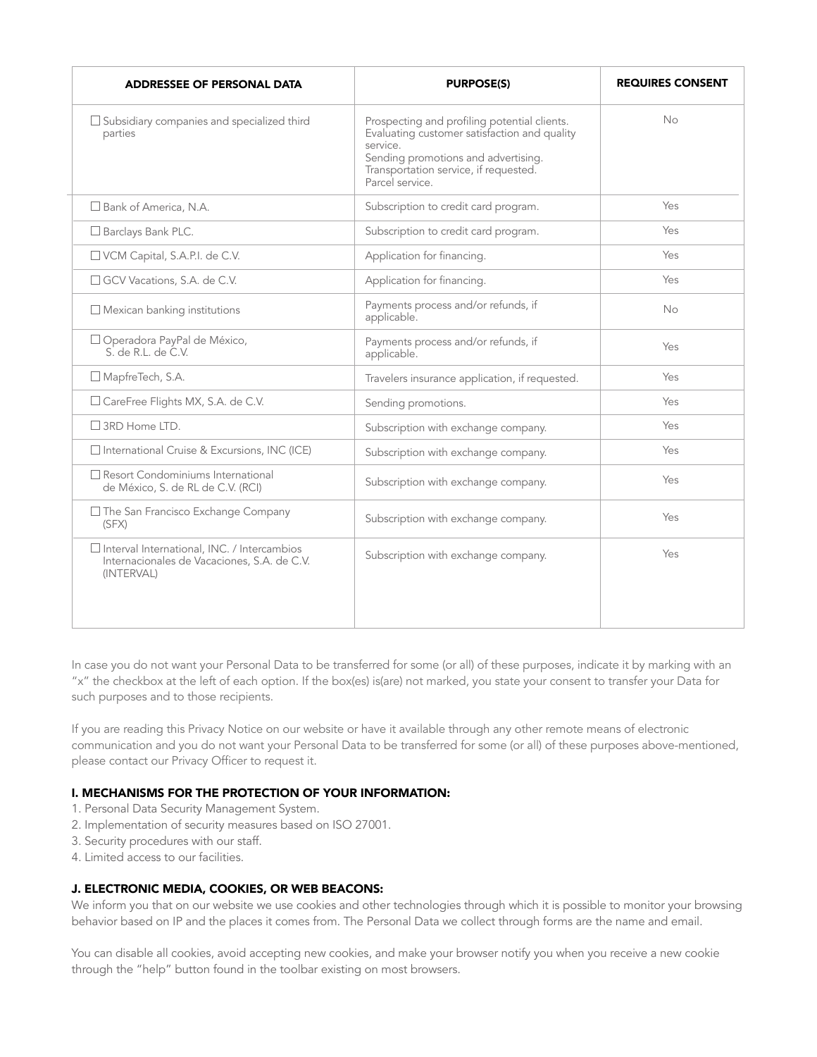| ADDRESSEE OF PERSONAL DATA | PURPOSE(S) | REQUIRES CONSENT |
|---|---|---|
| ☐ Subsidiary companies and specialized third parties | Prospecting and profiling potential clients. Evaluating customer satisfaction and quality service. Sending promotions and advertising. Transportation service, if requested. Parcel service. | No |
| ☐ Bank of America, N.A. | Subscription to credit card program. | Yes |
| ☐ Barclays Bank PLC. | Subscription to credit card program. | Yes |
| ☐ VCM Capital, S.A.P.I. de C.V. | Application for financing. | Yes |
| ☐ GCV Vacations, S.A. de C.V. | Application for financing. | Yes |
| ☐ Mexican banking institutions | Payments process and/or refunds, if applicable. | No |
| ☐ Operadora PayPal de México, S. de R.L. de C.V. | Payments process and/or refunds, if applicable. | Yes |
| ☐ MapfreTech, S.A. | Travelers insurance application, if requested. | Yes |
| ☐ CareFree Flights MX, S.A. de C.V. | Sending promotions. | Yes |
| ☐ 3RD Home LTD. | Subscription with exchange company. | Yes |
| ☐ International Cruise & Excursions, INC (ICE) | Subscription with exchange company. | Yes |
| ☐ Resort Condominiums International de México, S. de RL de C.V. (RCI) | Subscription with exchange company. | Yes |
| ☐ The San Francisco Exchange Company (SFX) | Subscription with exchange company. | Yes |
| ☐ Interval International, INC. / Intercambios Internacionales de Vacaciones, S.A. de C.V. (INTERVAL) | Subscription with exchange company. | Yes |

In case you do not want your Personal Data to be transferred for some (or all) of these purposes, indicate it by marking with an "x" the checkbox at the left of each option. If the box(es) is(are) not marked, you state your consent to transfer your Data for such purposes and to those recipients.

If you are reading this Privacy Notice on our website or have it available through any other remote means of electronic communication and you do not want your Personal Data to be transferred for some (or all) of these purposes above-mentioned, please contact our Privacy Officer to request it.

### I. MECHANISMS FOR THE PROTECTION OF YOUR INFORMATION:

1. Personal Data Security Management System.
2. Implementation of security measures based on ISO 27001.
3. Security procedures with our staff.
4. Limited access to our facilities.

### J. ELECTRONIC MEDIA, COOKIES, OR WEB BEACONS:

We inform you that on our website we use cookies and other technologies through which it is possible to monitor your browsing behavior based on IP and the places it comes from. The Personal Data we collect through forms are the name and email.

You can disable all cookies, avoid accepting new cookies, and make your browser notify you when you receive a new cookie through the "help" button found in the toolbar existing on most browsers.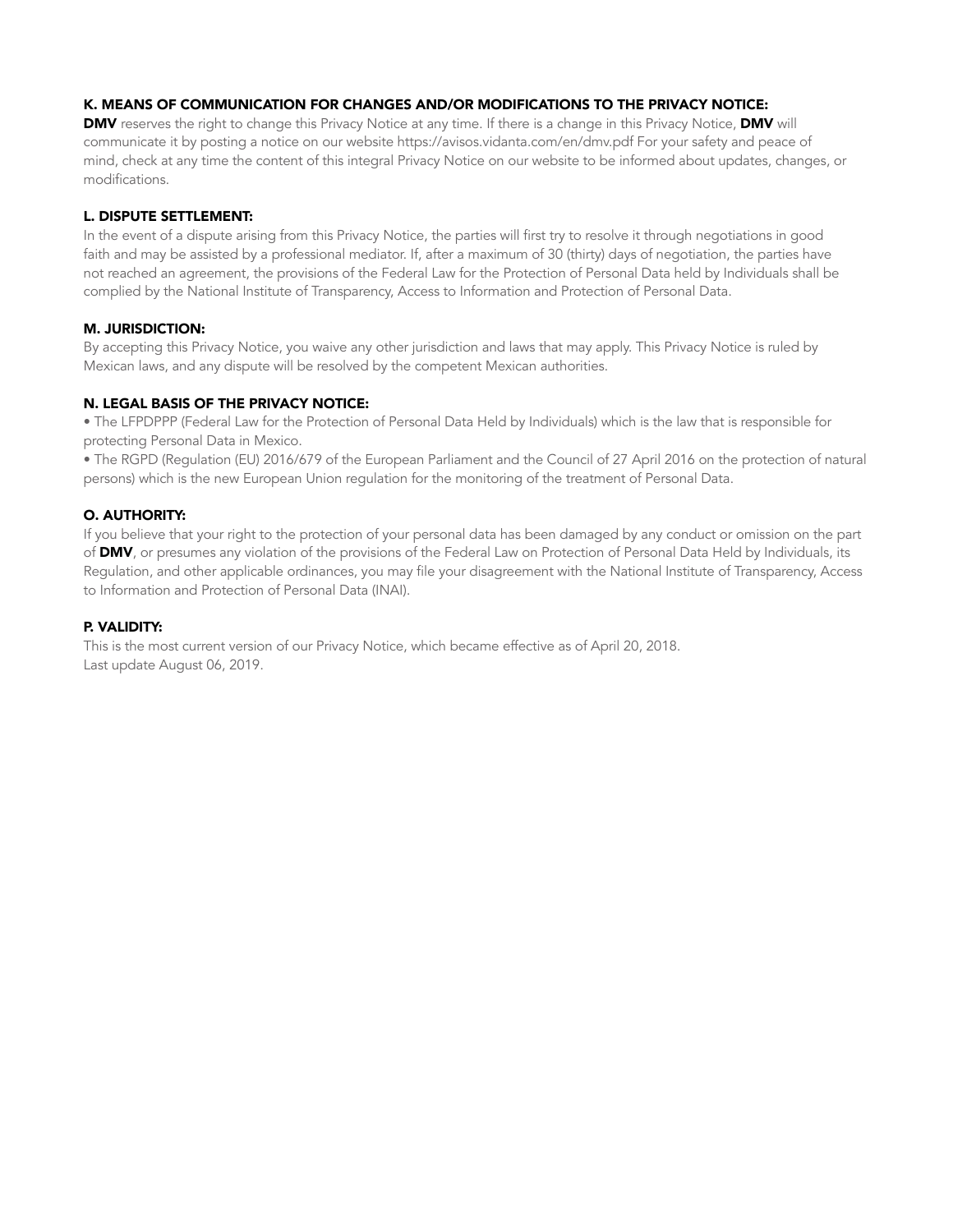### K. MEANS OF COMMUNICATION FOR CHANGES AND/OR MODIFICATIONS TO THE PRIVACY NOTICE:

**DMV** reserves the right to change this Privacy Notice at any time. If there is a change in this Privacy Notice, **DMV** will communicate it by posting a notice on our website https://avisos.vidanta.com/en/dmv.pdf For your safety and peace of mind, check at any time the content of this integral Privacy Notice on our website to be informed about updates, changes, or modifications.

### L. DISPUTE SETTLEMENT:

In the event of a dispute arising from this Privacy Notice, the parties will first try to resolve it through negotiations in good faith and may be assisted by a professional mediator. If, after a maximum of 30 (thirty) days of negotiation, the parties have not reached an agreement, the provisions of the Federal Law for the Protection of Personal Data held by Individuals shall be complied by the National Institute of Transparency, Access to Information and Protection of Personal Data.

### M. JURISDICTION:

By accepting this Privacy Notice, you waive any other jurisdiction and laws that may apply. This Privacy Notice is ruled by Mexican laws, and any dispute will be resolved by the competent Mexican authorities.

### N. LEGAL BASIS OF THE PRIVACY NOTICE:

- The LFPDPPP (Federal Law for the Protection of Personal Data Held by Individuals) which is the law that is responsible for protecting Personal Data in Mexico.
- The RGPD (Regulation (EU) 2016/679 of the European Parliament and the Council of 27 April 2016 on the protection of natural persons) which is the new European Union regulation for the monitoring of the treatment of Personal Data.

### O. AUTHORITY:

If you believe that your right to the protection of your personal data has been damaged by any conduct or omission on the part of **DMV**, or presumes any violation of the provisions of the Federal Law on Protection of Personal Data Held by Individuals, its Regulation, and other applicable ordinances, you may file your disagreement with the National Institute of Transparency, Access to Information and Protection of Personal Data (INAI).

### P. VALIDITY:

This is the most current version of our Privacy Notice, which became effective as of April 20, 2018.
Last update August 06, 2019.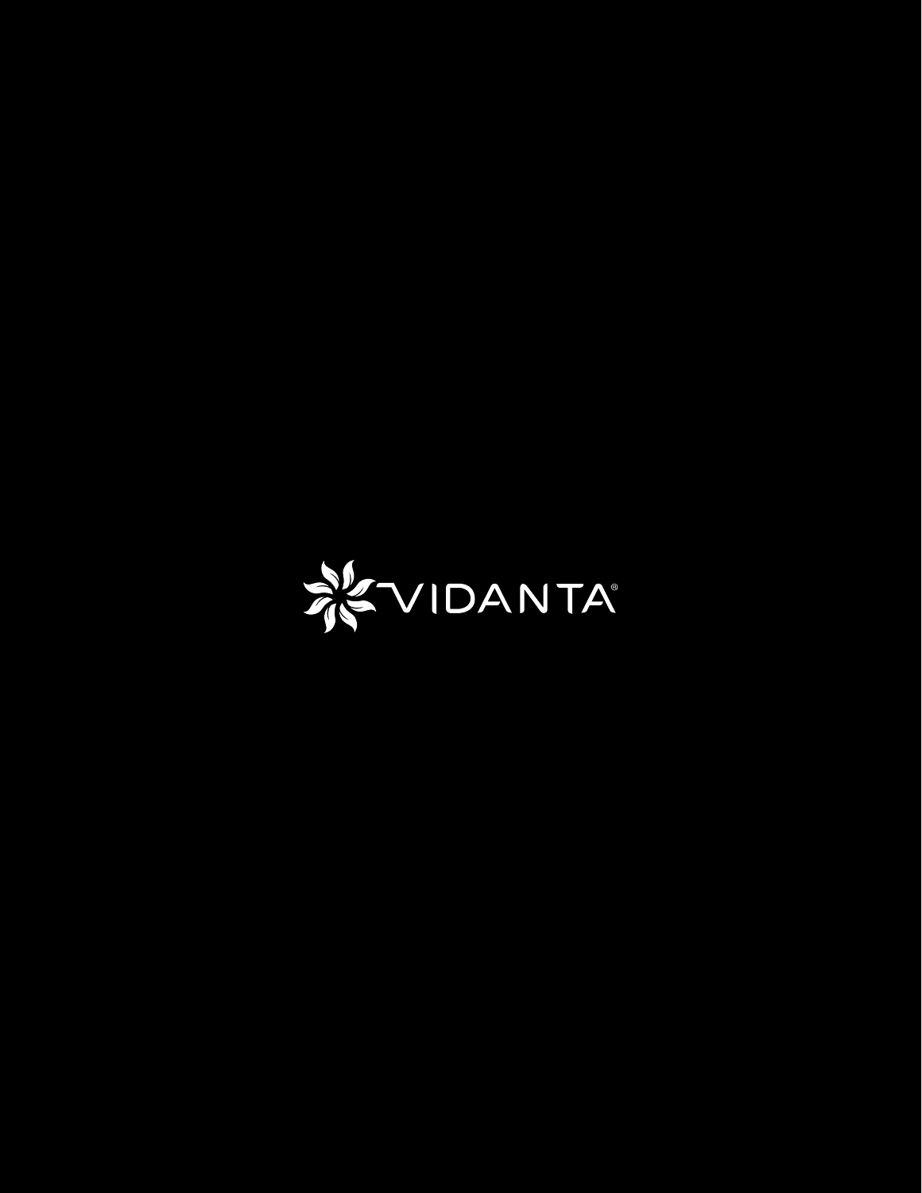VIDANTA®